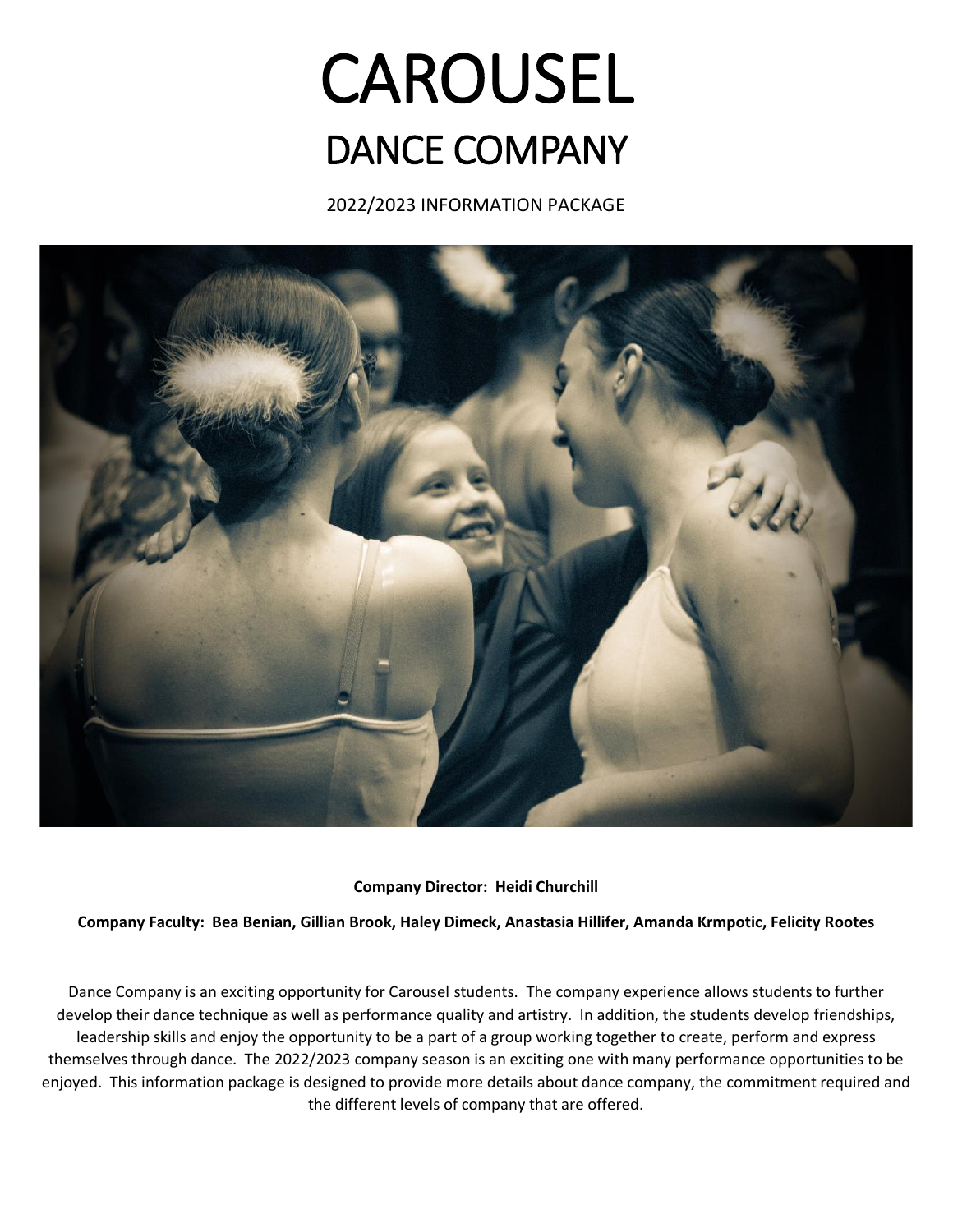# CAROUSEL
## DANCE COMPANY

2022/2023 INFORMATION PACKAGE

**Company Director: Heidi Churchill**

**Company Faculty: Bea Benian, Gillian Brook, Haley Dimeck, Anastasia Hillifer, Amanda Krmpotic, Felicity Rootes**

Dance Company is an exciting opportunity for Carousel students. The company experience allows students to further develop their dance technique as well as performance quality and artistry. In addition, the students develop friendships, leadership skills and enjoy the opportunity to be a part of a group working together to create, perform and express themselves through dance. The 2022/2023 company season is an exciting one with many performance opportunities to be enjoyed. This information package is designed to provide more details about dance company, the commitment required and the different levels of company that are offered.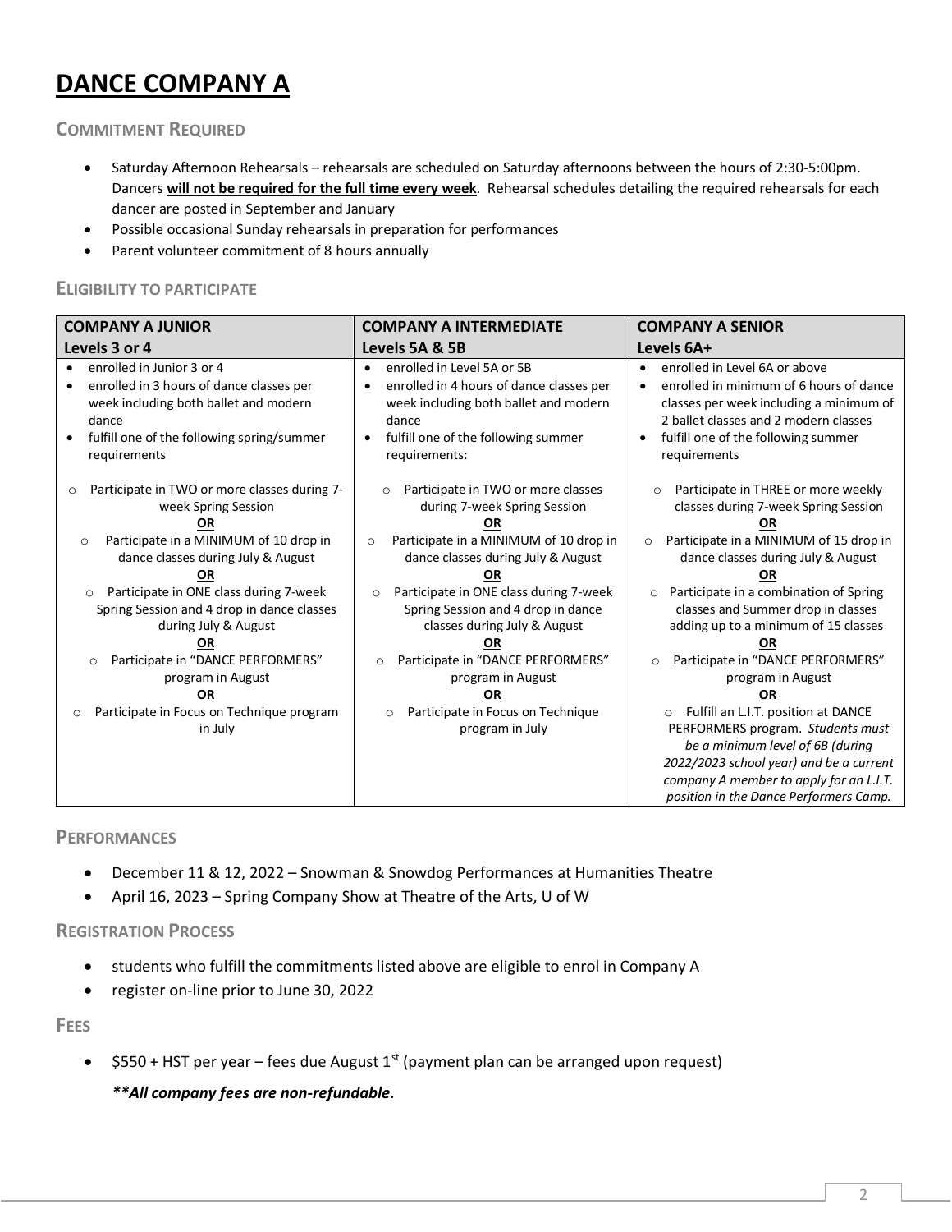# DANCE COMPANY A

## COMMITMENT REQUIRED

- Saturday Afternoon Rehearsals – rehearsals are scheduled on Saturday afternoons between the hours of 2:30-5:00pm. Dancers **will not be required for the full time every week**. Rehearsal schedules detailing the required rehearsals for each dancer are posted in September and January
- Possible occasional Sunday rehearsals in preparation for performances
- Parent volunteer commitment of 8 hours annually

## ELIGIBILITY TO PARTICIPATE

| **COMPANY A JUNIOR**<br>**Levels 3 or 4** | **COMPANY A INTERMEDIATE**<br>**Levels 5A & 5B** | **COMPANY A SENIOR**<br>**Levels 6A+** |
| --- | --- | --- |
| • enrolled in Junior 3 or 4<br>• enrolled in 3 hours of dance classes per week including both ballet and modern dance<br>• fulfill one of the following spring/summer requirements<br><br>○ Participate in TWO or more classes during 7-week Spring Session<br>**OR**<br>○ Participate in a MINIMUM of 10 drop in dance classes during July & August<br>**OR**<br>○ Participate in ONE class during 7-week Spring Session and 4 drop in dance classes during July & August<br>**OR**<br>○ Participate in "DANCE PERFORMERS" program in August<br>**OR**<br>○ Participate in Focus on Technique program in July | • enrolled in Level 5A or 5B<br>• enrolled in 4 hours of dance classes per week including both ballet and modern dance<br>• fulfill one of the following summer requirements:<br><br>○ Participate in TWO or more classes during 7-week Spring Session<br>**OR**<br>○ Participate in a MINIMUM of 10 drop in dance classes during July & August<br>**OR**<br>○ Participate in ONE class during 7-week Spring Session and 4 drop in dance classes during July & August<br>**OR**<br>○ Participate in "DANCE PERFORMERS" program in August<br>**OR**<br>○ Participate in Focus on Technique program in July | • enrolled in Level 6A or above<br>• enrolled in minimum of 6 hours of dance classes per week including a minimum of 2 ballet classes and 2 modern classes<br>• fulfill one of the following summer requirements<br><br>○ Participate in THREE or more weekly classes during 7-week Spring Session<br>**OR**<br>○ Participate in a MINIMUM of 15 drop in dance classes during July & August<br>**OR**<br>○ Participate in a combination of Spring classes and Summer drop in classes adding up to a minimum of 15 classes<br>**OR**<br>○ Participate in "DANCE PERFORMERS" program in August<br>**OR**<br>○ Fulfill an L.I.T. position at DANCE PERFORMERS program. *Students must be a minimum level of 6B (during 2022/2023 school year) and be a current company A member to apply for an L.I.T. position in the Dance Performers Camp.* |

## PERFORMANCES

- December 11 & 12, 2022 – Snowman & Snowdog Performances at Humanities Theatre
- April 16, 2023 – Spring Company Show at Theatre of the Arts, U of W

## REGISTRATION PROCESS

- students who fulfill the commitments listed above are eligible to enrol in Company A
- register on-line prior to June 30, 2022

## FEES

- $550 + HST per year – fees due August 1st (payment plan can be arranged upon request)

  ***\*\*All company fees are non-refundable.***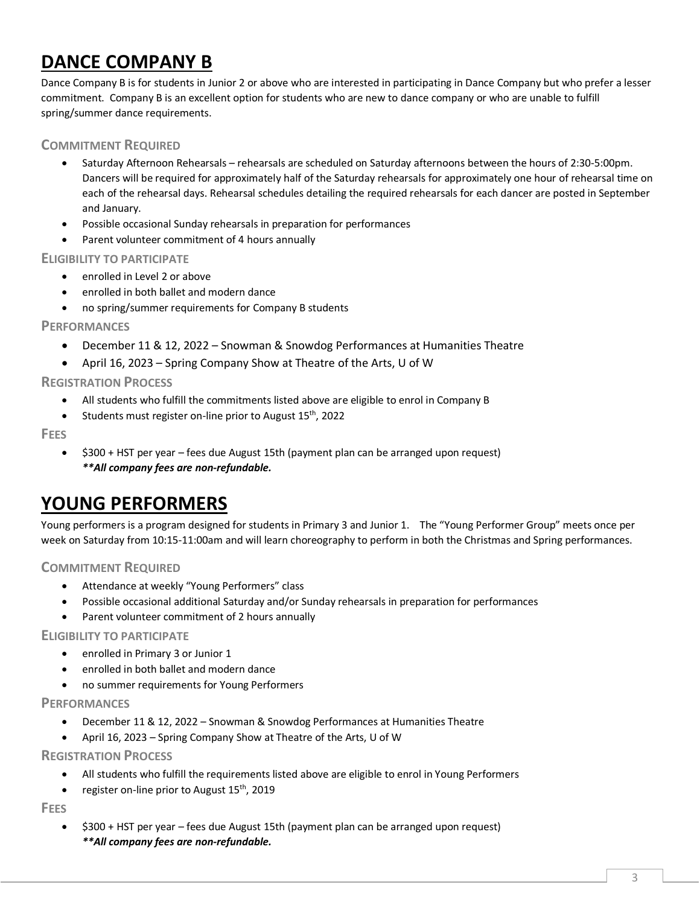# DANCE COMPANY B

Dance Company B is for students in Junior 2 or above who are interested in participating in Dance Company but who prefer a lesser commitment. Company B is an excellent option for students who are new to dance company or who are unable to fulfill spring/summer dance requirements.

### Commitment Required

- Saturday Afternoon Rehearsals – rehearsals are scheduled on Saturday afternoons between the hours of 2:30-5:00pm. Dancers will be required for approximately half of the Saturday rehearsals for approximately one hour of rehearsal time on each of the rehearsal days. Rehearsal schedules detailing the required rehearsals for each dancer are posted in September and January.
- Possible occasional Sunday rehearsals in preparation for performances
- Parent volunteer commitment of 4 hours annually

### Eligibility to participate

- enrolled in Level 2 or above
- enrolled in both ballet and modern dance
- no spring/summer requirements for Company B students

### Performances

- December 11 & 12, 2022 – Snowman & Snowdog Performances at Humanities Theatre
- April 16, 2023 – Spring Company Show at Theatre of the Arts, U of W

### Registration Process

- All students who fulfill the commitments listed above are eligible to enrol in Company B
- Students must register on-line prior to August 15th, 2022

### Fees

- $300 + HST per year – fees due August 15th (payment plan can be arranged upon request)
  ***All company fees are non-refundable.***

# YOUNG PERFORMERS

Young performers is a program designed for students in Primary 3 and Junior 1. The "Young Performer Group" meets once per week on Saturday from 10:15-11:00am and will learn choreography to perform in both the Christmas and Spring performances.

### Commitment Required

- Attendance at weekly "Young Performers" class
- Possible occasional additional Saturday and/or Sunday rehearsals in preparation for performances
- Parent volunteer commitment of 2 hours annually

### Eligibility to participate

- enrolled in Primary 3 or Junior 1
- enrolled in both ballet and modern dance
- no summer requirements for Young Performers

### Performances

- December 11 & 12, 2022 – Snowman & Snowdog Performances at Humanities Theatre
- April 16, 2023 – Spring Company Show at Theatre of the Arts, U of W

### Registration Process

- All students who fulfill the requirements listed above are eligible to enrol in Young Performers
- register on-line prior to August 15th, 2019

### Fees

- $300 + HST per year – fees due August 15th (payment plan can be arranged upon request)
  ***All company fees are non-refundable.***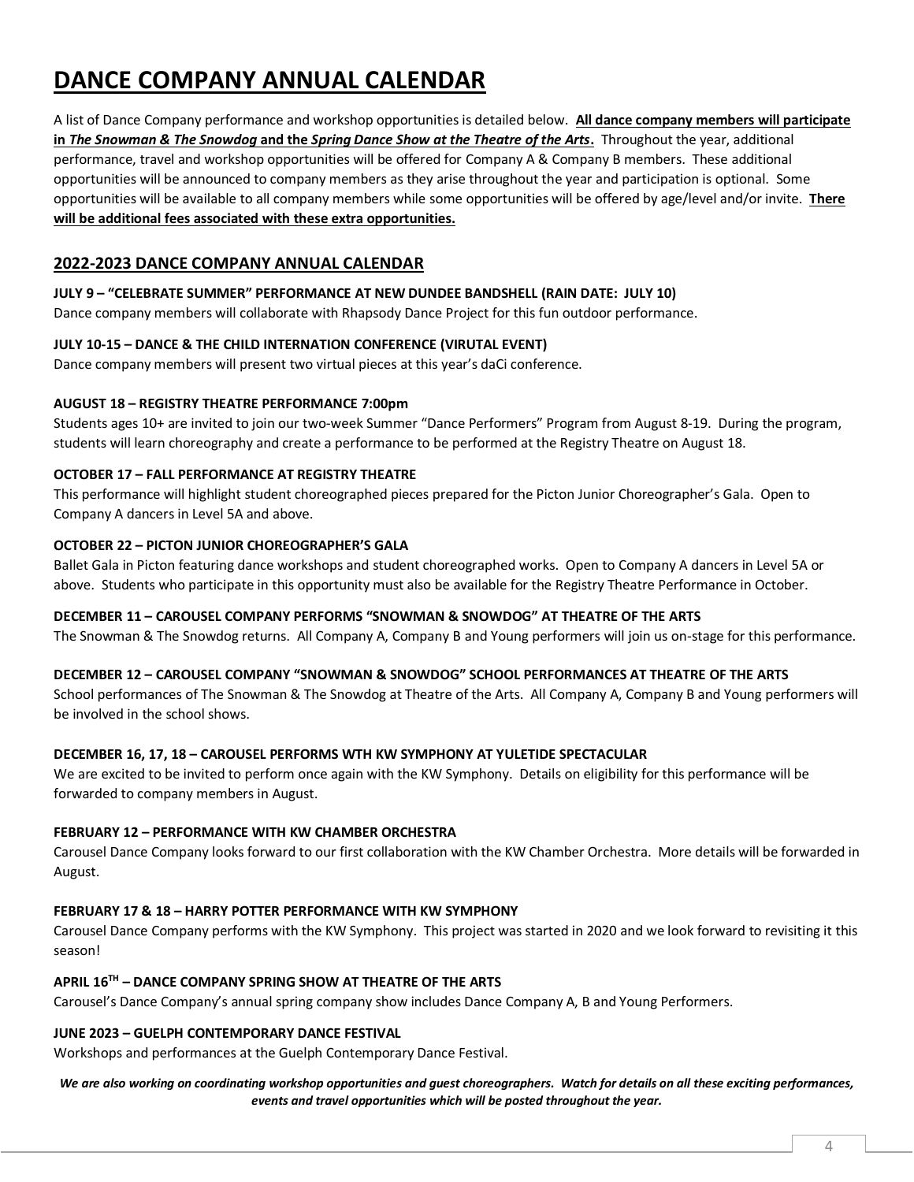# DANCE COMPANY ANNUAL CALENDAR

A list of Dance Company performance and workshop opportunities is detailed below. **All dance company members will participate in *The Snowman & The Snowdog* and the *Spring Dance Show at the Theatre of the Arts*.** Throughout the year, additional performance, travel and workshop opportunities will be offered for Company A & Company B members. These additional opportunities will be announced to company members as they arise throughout the year and participation is optional. Some opportunities will be available to all company members while some opportunities will be offered by age/level and/or invite. **There will be additional fees associated with these extra opportunities.**

## 2022-2023 DANCE COMPANY ANNUAL CALENDAR

**JULY 9 – "CELEBRATE SUMMER" PERFORMANCE AT NEW DUNDEE BANDSHELL (RAIN DATE: JULY 10)**
Dance company members will collaborate with Rhapsody Dance Project for this fun outdoor performance.

**JULY 10-15 – DANCE & THE CHILD INTERNATION CONFERENCE (VIRUTAL EVENT)**
Dance company members will present two virtual pieces at this year's daCi conference.

**AUGUST 18 – REGISTRY THEATRE PERFORMANCE 7:00pm**
Students ages 10+ are invited to join our two-week Summer "Dance Performers" Program from August 8-19. During the program, students will learn choreography and create a performance to be performed at the Registry Theatre on August 18.

**OCTOBER 17 – FALL PERFORMANCE AT REGISTRY THEATRE**
This performance will highlight student choreographed pieces prepared for the Picton Junior Choreographer's Gala. Open to Company A dancers in Level 5A and above.

**OCTOBER 22 – PICTON JUNIOR CHOREOGRAPHER'S GALA**
Ballet Gala in Picton featuring dance workshops and student choreographed works. Open to Company A dancers in Level 5A or above. Students who participate in this opportunity must also be available for the Registry Theatre Performance in October.

**DECEMBER 11 – CAROUSEL COMPANY PERFORMS "SNOWMAN & SNOWDOG" AT THEATRE OF THE ARTS**
The Snowman & The Snowdog returns. All Company A, Company B and Young performers will join us on-stage for this performance.

**DECEMBER 12 – CAROUSEL COMPANY "SNOWMAN & SNOWDOG" SCHOOL PERFORMANCES AT THEATRE OF THE ARTS**
School performances of The Snowman & The Snowdog at Theatre of the Arts. All Company A, Company B and Young performers will be involved in the school shows.

**DECEMBER 16, 17, 18 – CAROUSEL PERFORMS WTH KW SYMPHONY AT YULETIDE SPECTACULAR**
We are excited to be invited to perform once again with the KW Symphony. Details on eligibility for this performance will be forwarded to company members in August.

**FEBRUARY 12 – PERFORMANCE WITH KW CHAMBER ORCHESTRA**
Carousel Dance Company looks forward to our first collaboration with the KW Chamber Orchestra. More details will be forwarded in August.

**FEBRUARY 17 & 18 – HARRY POTTER PERFORMANCE WITH KW SYMPHONY**
Carousel Dance Company performs with the KW Symphony. This project was started in 2020 and we look forward to revisiting it this season!

**APRIL 16TH – DANCE COMPANY SPRING SHOW AT THEATRE OF THE ARTS**
Carousel's Dance Company's annual spring company show includes Dance Company A, B and Young Performers.

**JUNE 2023 – GUELPH CONTEMPORARY DANCE FESTIVAL**
Workshops and performances at the Guelph Contemporary Dance Festival.

***We are also working on coordinating workshop opportunities and guest choreographers. Watch for details on all these exciting performances, events and travel opportunities which will be posted throughout the year.***